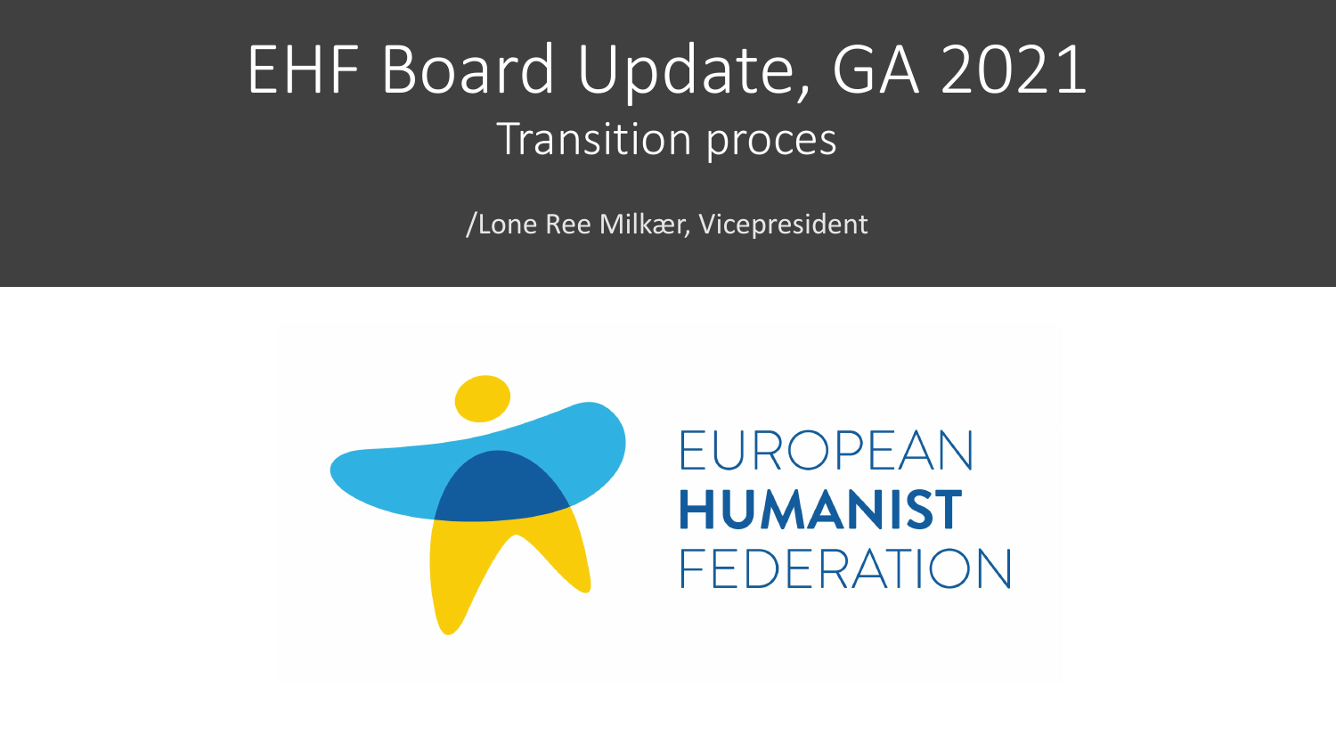# EHF Board Update, GA 2021

## Transition proces

/Lone Ree Milkær, Vicepresident

EUROPEAN
**HUMANIST**
FEDERATION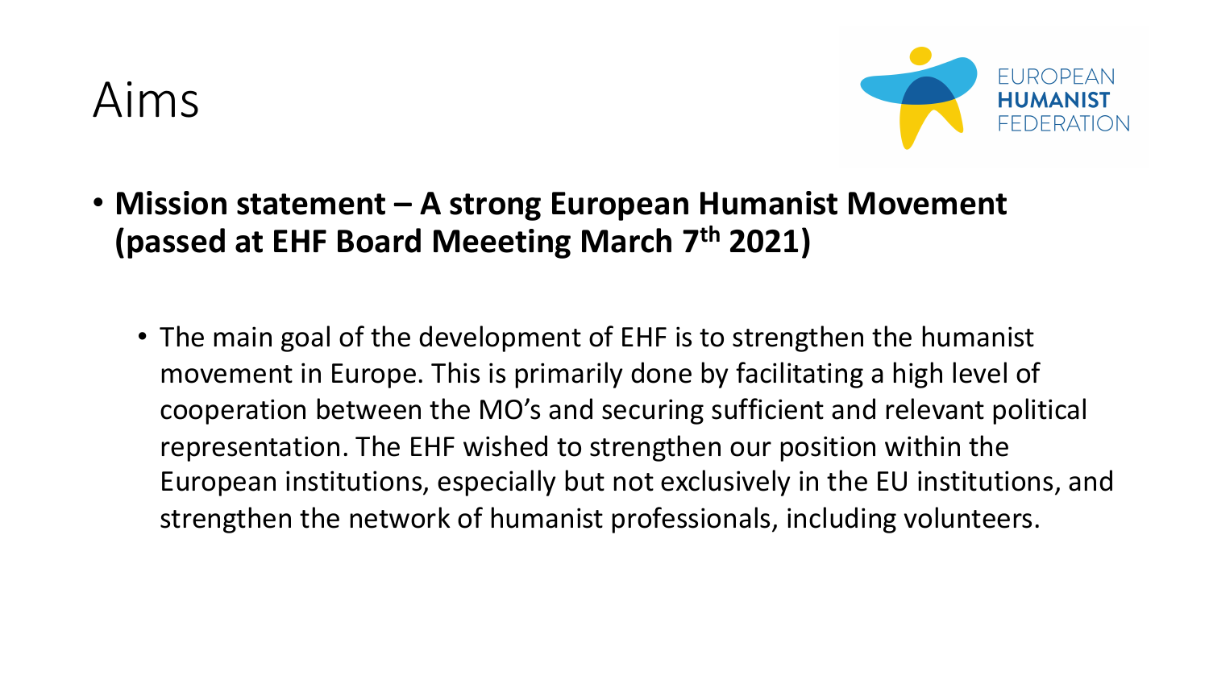# Aims

- **Mission statement – A strong European Humanist Movement (passed at EHF Board Meeeting March 7th 2021)**
  - The main goal of the development of EHF is to strengthen the humanist movement in Europe. This is primarily done by facilitating a high level of cooperation between the MO's and securing sufficient and relevant political representation. The EHF wished to strengthen our position within the European institutions, especially but not exclusively in the EU institutions, and strengthen the network of humanist professionals, including volunteers.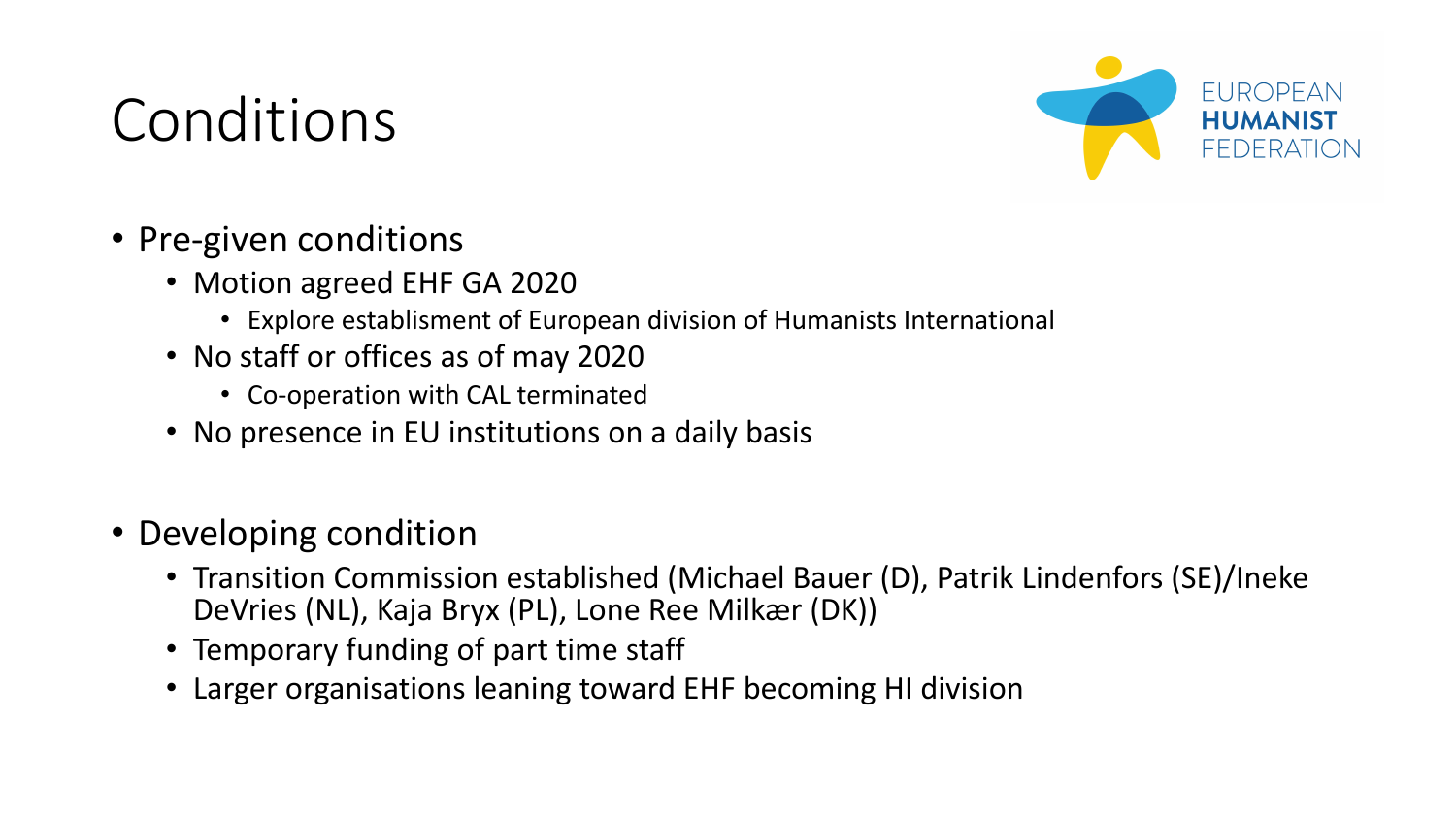# Conditions

- Pre-given conditions
  - Motion agreed EHF GA 2020
    - Explore establisment of European division of Humanists International
  - No staff or offices as of may 2020
    - Co-operation with CAL terminated
  - No presence in EU institutions on a daily basis

- Developing condition
  - Transition Commission established (Michael Bauer (D), Patrik Lindenfors (SE)/Ineke DeVries (NL), Kaja Bryx (PL), Lone Ree Milkær (DK))
  - Temporary funding of part time staff
  - Larger organisations leaning toward EHF becoming HI division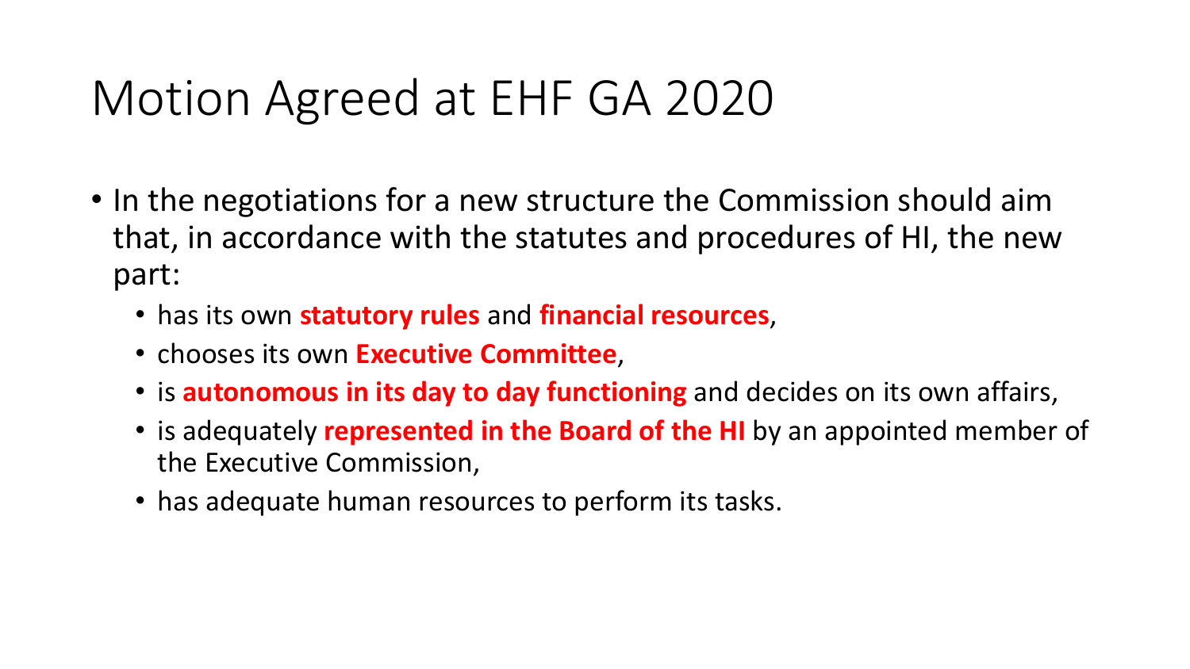# Motion Agreed at EHF GA 2020

- In the negotiations for a new structure the Commission should aim that, in accordance with the statutes and procedures of HI, the new part:
  - has its own **statutory rules** and **financial resources**,
  - chooses its own **Executive Committee**,
  - is **autonomous in its day to day functioning** and decides on its own affairs,
  - is adequately **represented in the Board of the HI** by an appointed member of the Executive Commission,
  - has adequate human resources to perform its tasks.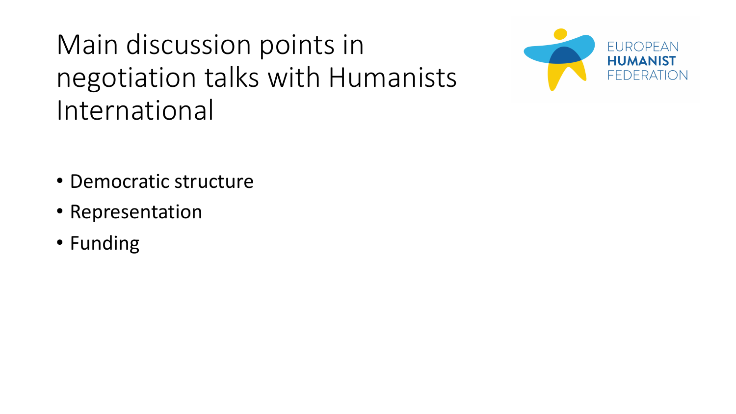# Main discussion points in negotiation talks with Humanists International

- Democratic structure
- Representation
- Funding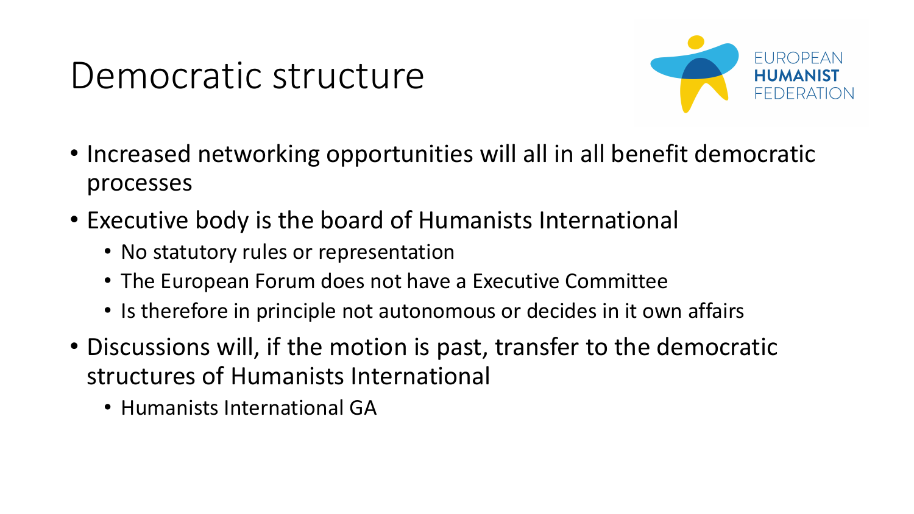# Democratic structure

- Increased networking opportunities will all in all benefit democratic processes
- Executive body is the board of Humanists International
  - No statutory rules or representation
  - The European Forum does not have a Executive Committee
  - Is therefore in principle not autonomous or decides in it own affairs
- Discussions will, if the motion is past, transfer to the democratic structures of Humanists International
  - Humanists International GA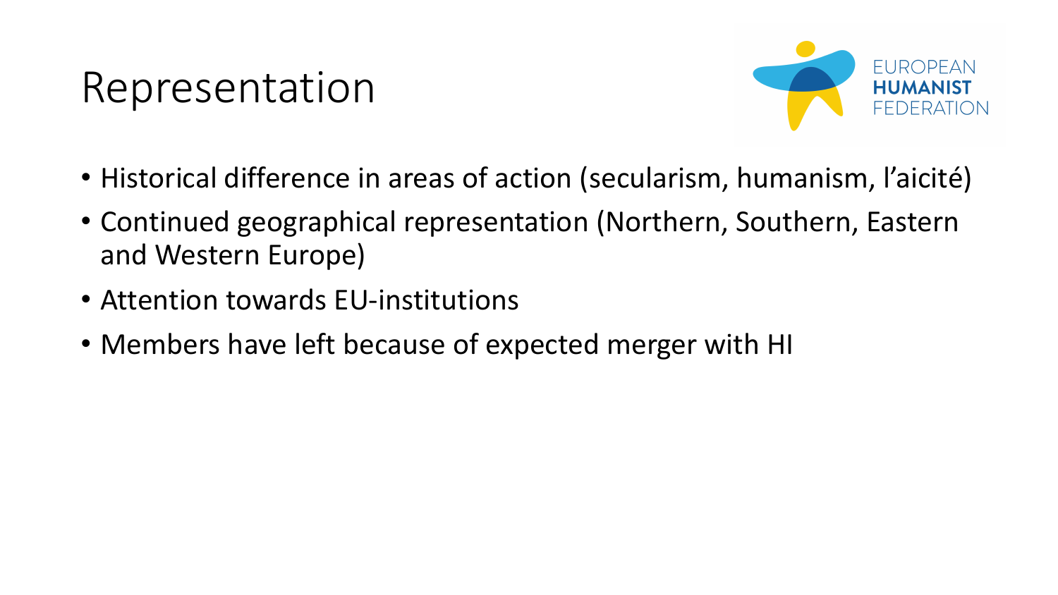# Representation

- Historical difference in areas of action (secularism, humanism, l'aicité)
- Continued geographical representation (Northern, Southern, Eastern and Western Europe)
- Attention towards EU-institutions
- Members have left because of expected merger with HI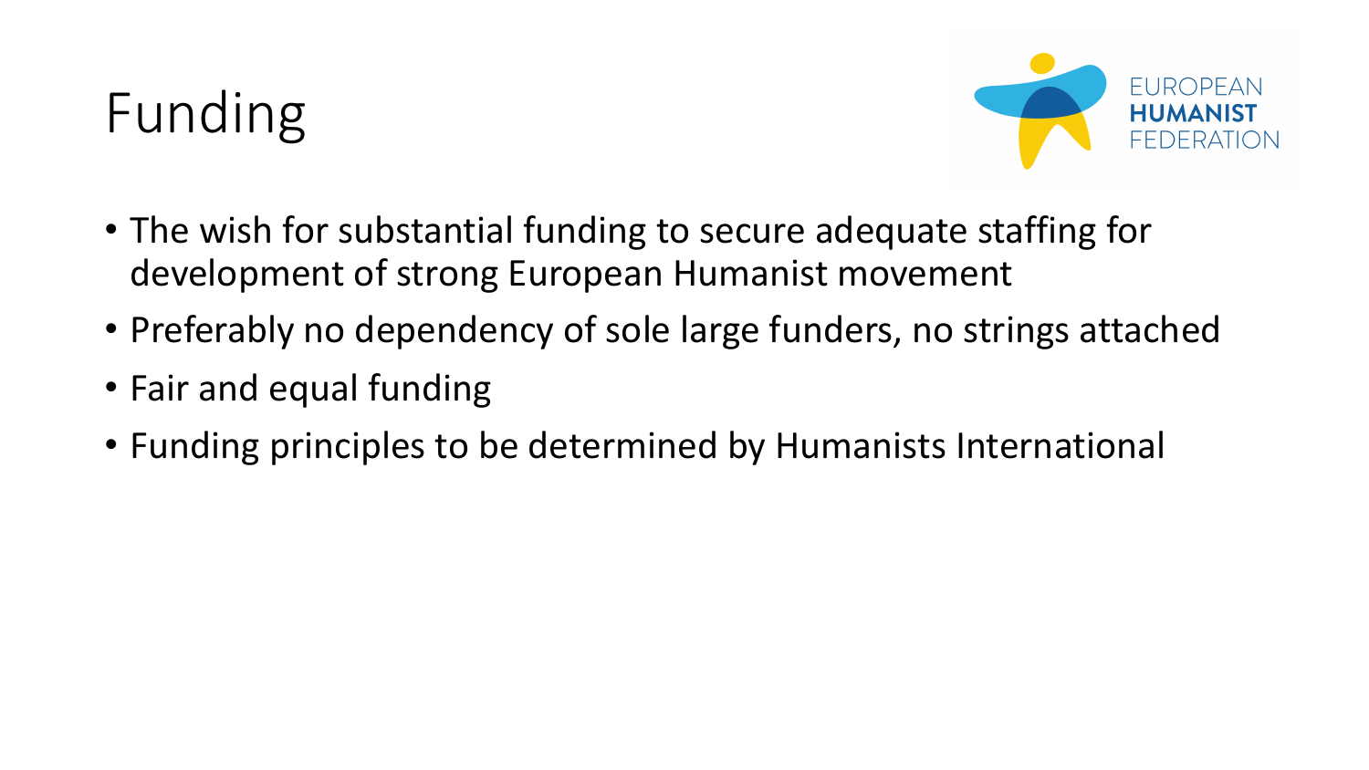# Funding

- The wish for substantial funding to secure adequate staffing for development of strong European Humanist movement
- Preferably no dependency of sole large funders, no strings attached
- Fair and equal funding
- Funding principles to be determined by Humanists International